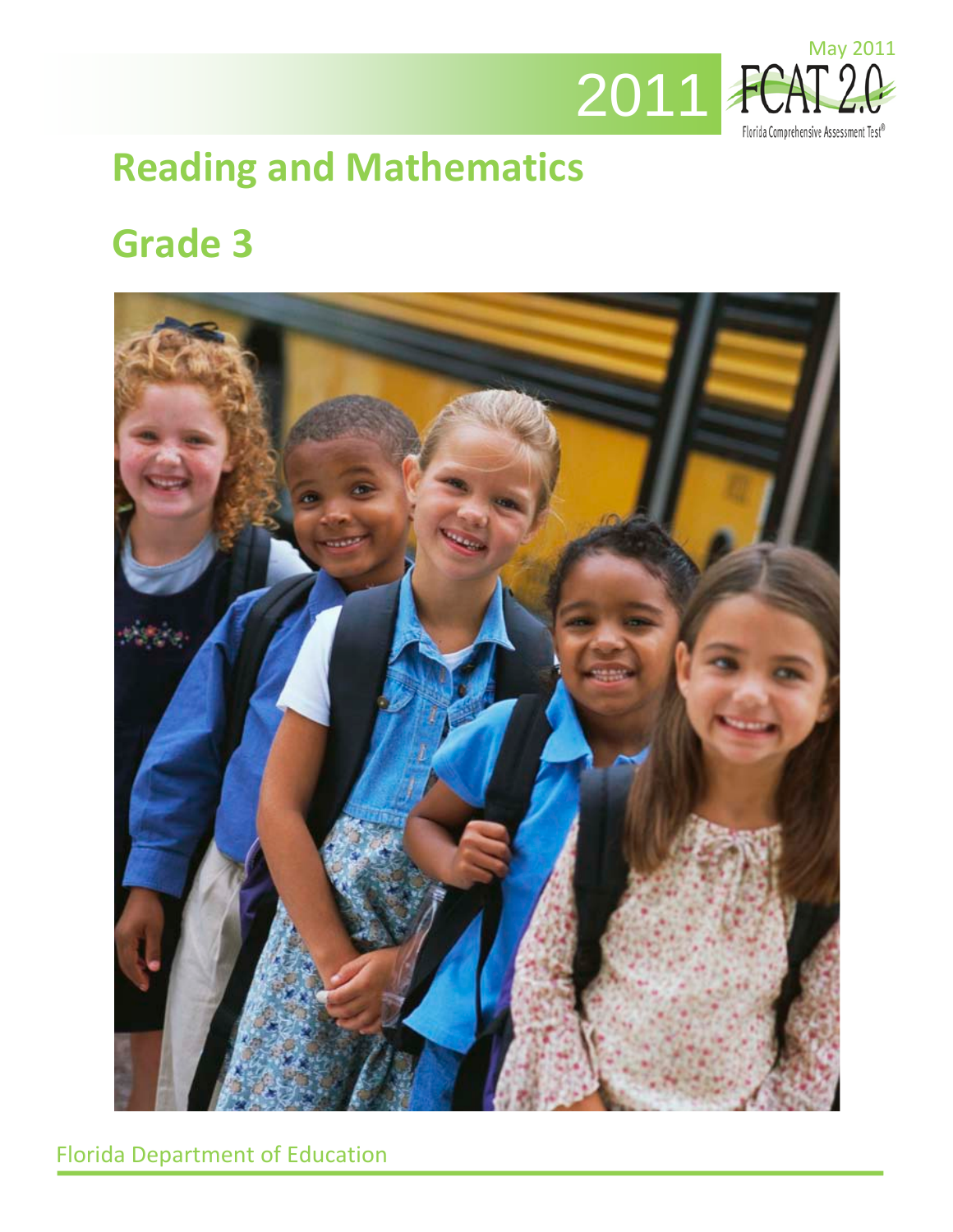May 2011

2011 FCAT 2.0

Florida Comprehensive Assessment Test®

# Reading and Mathematics

# Grade 3

Florida Department of Education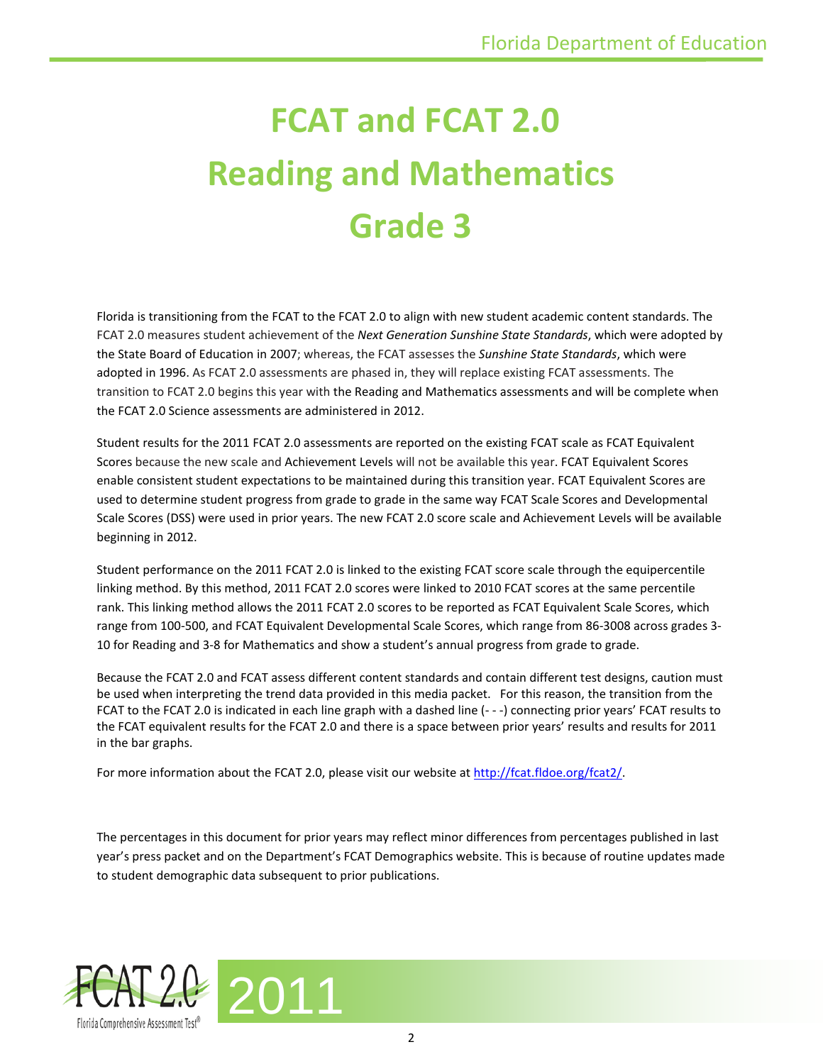# FCAT and FCAT 2.0 Reading and Mathematics Grade 3

Florida is transitioning from the FCAT to the FCAT 2.0 to align with new student academic content standards. The FCAT 2.0 measures student achievement of the *Next Generation Sunshine State Standards*, which were adopted by the State Board of Education in 2007; whereas, the FCAT assesses the *Sunshine State Standards*, which were adopted in 1996. As FCAT 2.0 assessments are phased in, they will replace existing FCAT assessments. The transition to FCAT 2.0 begins this year with the Reading and Mathematics assessments and will be complete when the FCAT 2.0 Science assessments are administered in 2012.

Student results for the 2011 FCAT 2.0 assessments are reported on the existing FCAT scale as FCAT Equivalent Scores because the new scale and Achievement Levels will not be available this year. FCAT Equivalent Scores enable consistent student expectations to be maintained during this transition year. FCAT Equivalent Scores are used to determine student progress from grade to grade in the same way FCAT Scale Scores and Developmental Scale Scores (DSS) were used in prior years. The new FCAT 2.0 score scale and Achievement Levels will be available beginning in 2012.

Student performance on the 2011 FCAT 2.0 is linked to the existing FCAT score scale through the equipercentile linking method. By this method, 2011 FCAT 2.0 scores were linked to 2010 FCAT scores at the same percentile rank. This linking method allows the 2011 FCAT 2.0 scores to be reported as FCAT Equivalent Scale Scores, which range from 100-500, and FCAT Equivalent Developmental Scale Scores, which range from 86-3008 across grades 3-10 for Reading and 3-8 for Mathematics and show a student's annual progress from grade to grade.

Because the FCAT 2.0 and FCAT assess different content standards and contain different test designs, caution must be used when interpreting the trend data provided in this media packet. For this reason, the transition from the FCAT to the FCAT 2.0 is indicated in each line graph with a dashed line (- - -) connecting prior years' FCAT results to the FCAT equivalent results for the FCAT 2.0 and there is a space between prior years' results and results for 2011 in the bar graphs.

For more information about the FCAT 2.0, please visit our website at http://fcat.fldoe.org/fcat2/.

The percentages in this document for prior years may reflect minor differences from percentages published in last year's press packet and on the Department's FCAT Demographics website. This is because of routine updates made to student demographic data subsequent to prior publications.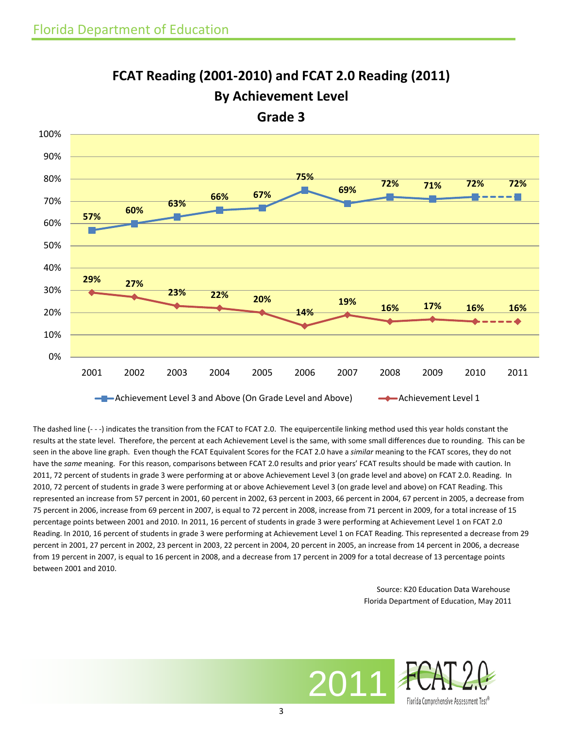# FCAT Reading (2001-2010) and FCAT 2.0 Reading (2011)
## By Achievement Level
## Grade 3

| Year | Achievement Level 3 and Above (On Grade Level and Above) | Achievement Level 1 |
|---|---|---|
| 2001 | 57% | 29% |
| 2002 | 60% | 27% |
| 2003 | 63% | 23% |
| 2004 | 66% | 22% |
| 2005 | 67% | 20% |
| 2006 | 75% | 14% |
| 2007 | 69% | 19% |
| 2008 | 72% | 16% |
| 2009 | 71% | 17% |
| 2010 | 72% | 16% |
| 2011 | 72% | 16% |

The dashed line (- - -) indicates the transition from the FCAT to FCAT 2.0. The equipercentile linking method used this year holds constant the results at the state level. Therefore, the percent at each Achievement Level is the same, with some small differences due to rounding. This can be seen in the above line graph. Even though the FCAT Equivalent Scores for the FCAT 2.0 have a *similar* meaning to the FCAT scores, they do not have the *same* meaning. For this reason, comparisons between FCAT 2.0 results and prior years' FCAT results should be made with caution. In 2011, 72 percent of students in grade 3 were performing at or above Achievement Level 3 (on grade level and above) on FCAT 2.0. Reading. In 2010, 72 percent of students in grade 3 were performing at or above Achievement Level 3 (on grade level and above) on FCAT Reading. This represented an increase from 57 percent in 2001, 60 percent in 2002, 63 percent in 2003, 66 percent in 2004, 67 percent in 2005, a decrease from 75 percent in 2006, increase from 69 percent in 2007, is equal to 72 percent in 2008, increase from 71 percent in 2009, for a total increase of 15 percentage points between 2001 and 2010. In 2011, 16 percent of students in grade 3 were performing at Achievement Level 1 on FCAT 2.0 Reading. In 2010, 16 percent of students in grade 3 were performing at Achievement Level 1 on FCAT Reading. This represented a decrease from 29 percent in 2001, 27 percent in 2002, 23 percent in 2003, 22 percent in 2004, 20 percent in 2005, an increase from 14 percent in 2006, a decrease from 19 percent in 2007, is equal to 16 percent in 2008, and a decrease from 17 percent in 2009 for a total decrease of 13 percentage points between 2001 and 2010.

Source: K20 Education Data Warehouse
Florida Department of Education, May 2011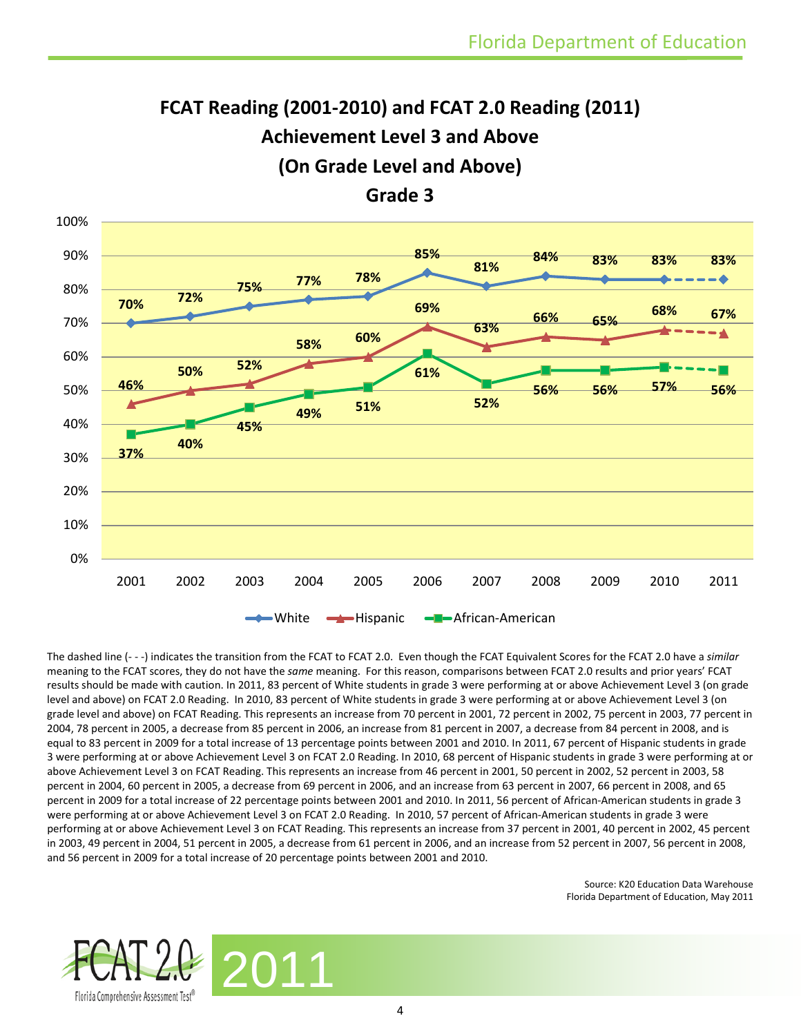# FCAT Reading (2001-2010) and FCAT 2.0 Reading (2011)
## Achievement Level 3 and Above
## (On Grade Level and Above)
## Grade 3

| Year | White | Hispanic | African-American |
|---|---|---|---|
| 2001 | 70% | 46% | 37% |
| 2002 | 72% | 50% | 40% |
| 2003 | 75% | 52% | 45% |
| 2004 | 77% | 58% | 49% |
| 2005 | 78% | 60% | 51% |
| 2006 | 85% | 69% | 61% |
| 2007 | 81% | 63% | 52% |
| 2008 | 84% | 66% | 56% |
| 2009 | 83% | 65% | 56% |
| 2010 | 83% | 68% | 57% |
| 2011 | 83% | 67% | 56% |

The dashed line (- - -) indicates the transition from the FCAT to FCAT 2.0. Even though the FCAT Equivalent Scores for the FCAT 2.0 have a *similar* meaning to the FCAT scores, they do not have the *same* meaning. For this reason, comparisons between FCAT 2.0 results and prior years' FCAT results should be made with caution. In 2011, 83 percent of White students in grade 3 were performing at or above Achievement Level 3 (on grade level and above) on FCAT 2.0 Reading. In 2010, 83 percent of White students in grade 3 were performing at or above Achievement Level 3 (on grade level and above) on FCAT Reading. This represents an increase from 70 percent in 2001, 72 percent in 2002, 75 percent in 2003, 77 percent in 2004, 78 percent in 2005, a decrease from 85 percent in 2006, an increase from 81 percent in 2007, a decrease from 84 percent in 2008, and is equal to 83 percent in 2009 for a total increase of 13 percentage points between 2001 and 2010. In 2011, 67 percent of Hispanic students in grade 3 were performing at or above Achievement Level 3 on FCAT 2.0 Reading. In 2010, 68 percent of Hispanic students in grade 3 were performing at or above Achievement Level 3 on FCAT Reading. This represents an increase from 46 percent in 2001, 50 percent in 2002, 52 percent in 2003, 58 percent in 2004, 60 percent in 2005, a decrease from 69 percent in 2006, and an increase from 63 percent in 2007, 66 percent in 2008, and 65 percent in 2009 for a total increase of 22 percentage points between 2001 and 2010. In 2011, 56 percent of African-American students in grade 3 were performing at or above Achievement Level 3 on FCAT 2.0 Reading. In 2010, 57 percent of African-American students in grade 3 were performing at or above Achievement Level 3 on FCAT Reading. This represents an increase from 37 percent in 2001, 40 percent in 2002, 45 percent in 2003, 49 percent in 2004, 51 percent in 2005, a decrease from 61 percent in 2006, and an increase from 52 percent in 2007, 56 percent in 2008, and 56 percent in 2009 for a total increase of 20 percentage points between 2001 and 2010.

Source: K20 Education Data Warehouse
Florida Department of Education, May 2011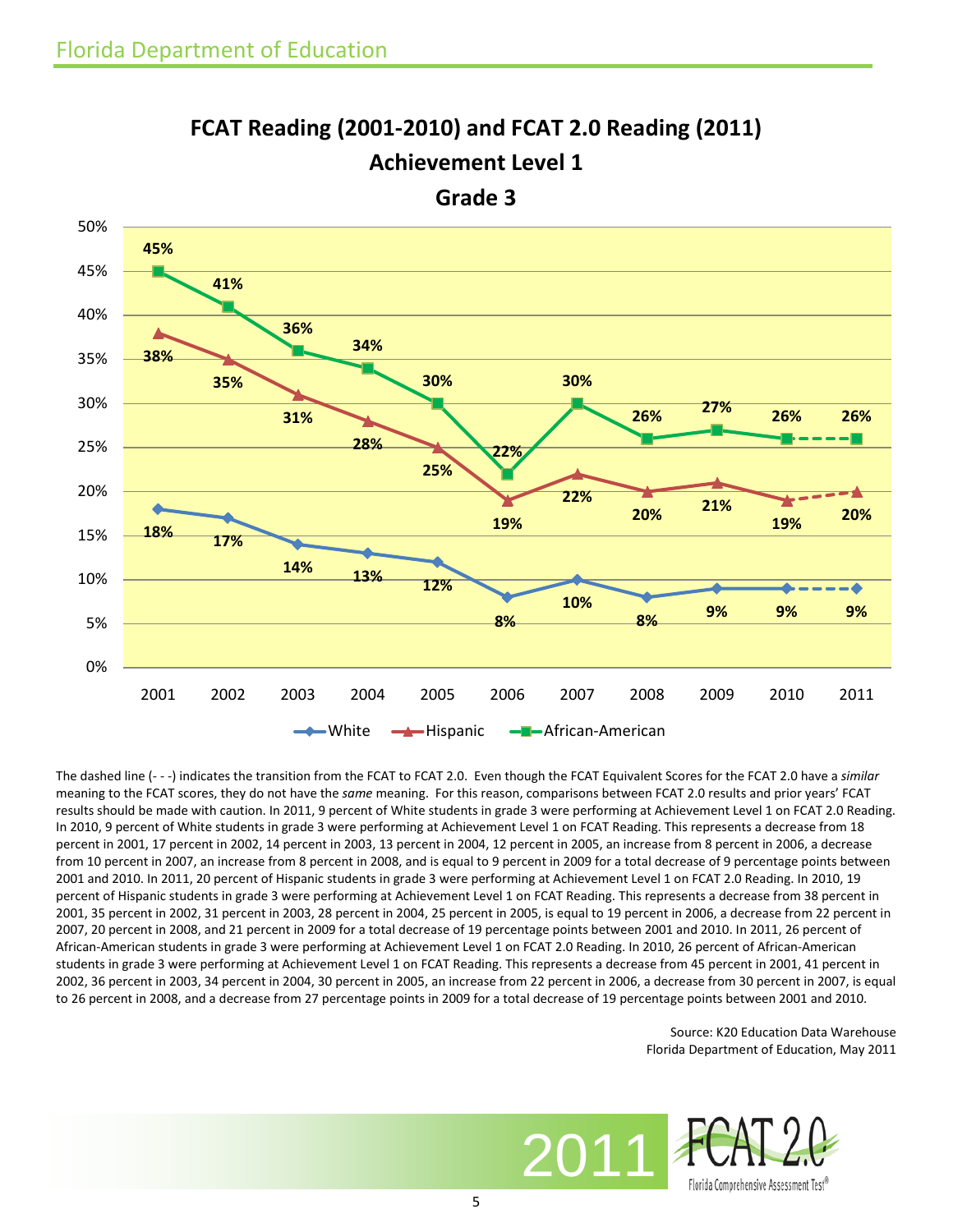## FCAT Reading (2001-2010) and FCAT 2.0 Reading (2011)
## Achievement Level 1
## Grade 3

| Year | White | Hispanic | African-American |
|---|---|---|---|
| 2001 | 18% | 38% | 45% |
| 2002 | 17% | 35% | 41% |
| 2003 | 14% | 31% | 36% |
| 2004 | 13% | 28% | 34% |
| 2005 | 12% | 25% | 30% |
| 2006 | 8% | 19% | 22% |
| 2007 | 10% | 22% | 30% |
| 2008 | 8% | 20% | 26% |
| 2009 | 9% | 21% | 27% |
| 2010 | 9% | 19% | 26% |
| 2011 | 9% | 20% | 26% |

The dashed line (- - -) indicates the transition from the FCAT to FCAT 2.0. Even though the FCAT Equivalent Scores for the FCAT 2.0 have a *similar* meaning to the FCAT scores, they do not have the *same* meaning. For this reason, comparisons between FCAT 2.0 results and prior years' FCAT results should be made with caution. In 2011, 9 percent of White students in grade 3 were performing at Achievement Level 1 on FCAT 2.0 Reading. In 2010, 9 percent of White students in grade 3 were performing at Achievement Level 1 on FCAT Reading. This represents a decrease from 18 percent in 2001, 17 percent in 2002, 14 percent in 2003, 13 percent in 2004, 12 percent in 2005, an increase from 8 percent in 2006, a decrease from 10 percent in 2007, an increase from 8 percent in 2008, and is equal to 9 percent in 2009 for a total decrease of 9 percentage points between 2001 and 2010. In 2011, 20 percent of Hispanic students in grade 3 were performing at Achievement Level 1 on FCAT 2.0 Reading. In 2010, 19 percent of Hispanic students in grade 3 were performing at Achievement Level 1 on FCAT Reading. This represents a decrease from 38 percent in 2001, 35 percent in 2002, 31 percent in 2003, 28 percent in 2004, 25 percent in 2005, is equal to 19 percent in 2006, a decrease from 22 percent in 2007, 20 percent in 2008, and 21 percent in 2009 for a total decrease of 19 percentage points between 2001 and 2010. In 2011, 26 percent of African-American students in grade 3 were performing at Achievement Level 1 on FCAT 2.0 Reading. In 2010, 26 percent of African-American students in grade 3 were performing at Achievement Level 1 on FCAT Reading. This represents a decrease from 45 percent in 2001, 41 percent in 2002, 36 percent in 2003, 34 percent in 2004, 30 percent in 2005, an increase from 22 percent in 2006, a decrease from 30 percent in 2007, is equal to 26 percent in 2008, and a decrease from 27 percentage points in 2009 for a total decrease of 19 percentage points between 2001 and 2010.

Source: K20 Education Data Warehouse
Florida Department of Education, May 2011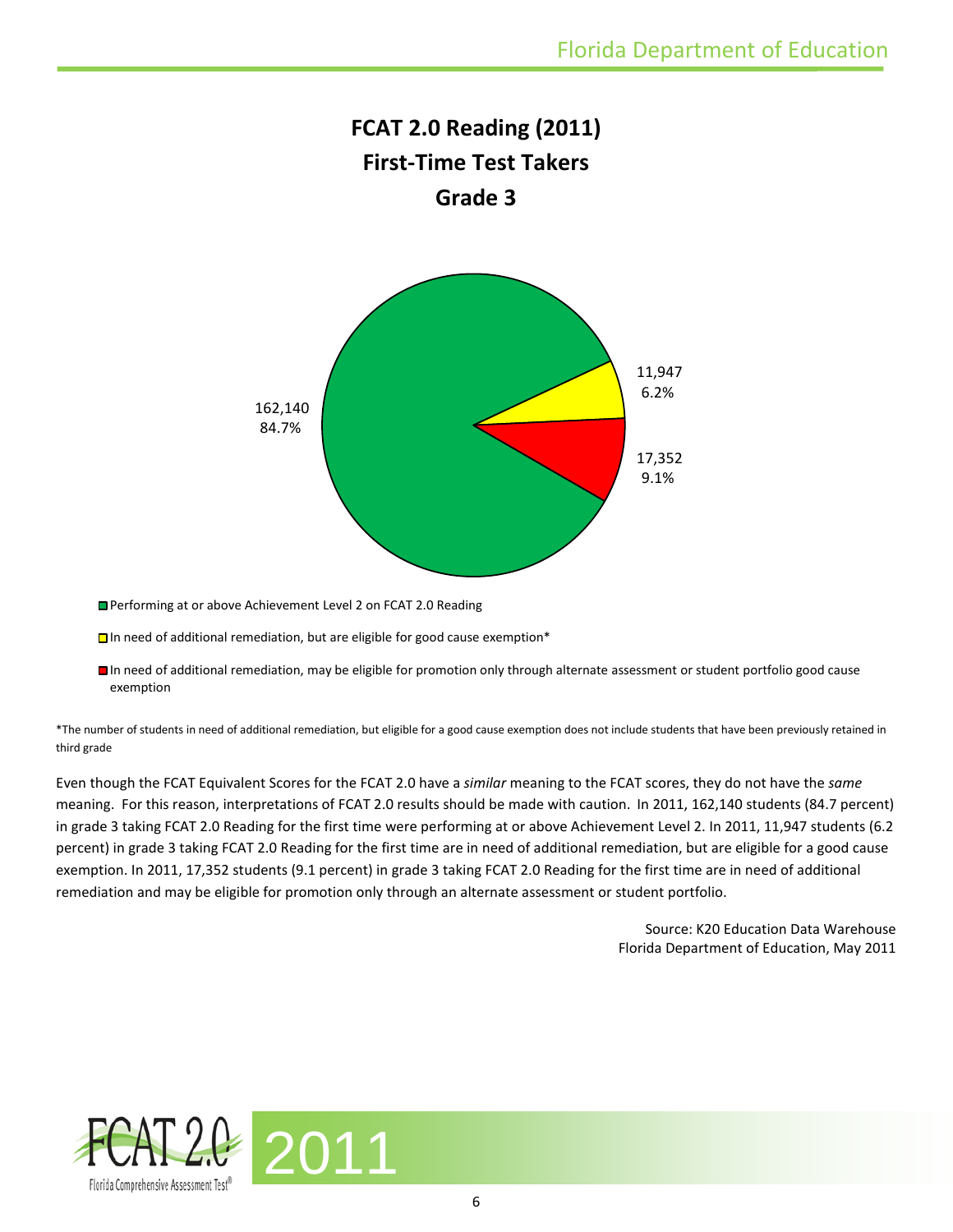# FCAT 2.0 Reading (2011)
# First-Time Test Takers
# Grade 3

162,140
84.7%

11,947
6.2%

17,352
9.1%

- Performing at or above Achievement Level 2 on FCAT 2.0 Reading
- In need of additional remediation, but are eligible for good cause exemption*
- In need of additional remediation, may be eligible for promotion only through alternate assessment or student portfolio good cause exemption

*The number of students in need of additional remediation, but eligible for a good cause exemption does not include students that have been previously retained in third grade

Even though the FCAT Equivalent Scores for the FCAT 2.0 have a *similar* meaning to the FCAT scores, they do not have the *same* meaning. For this reason, interpretations of FCAT 2.0 results should be made with caution. In 2011, 162,140 students (84.7 percent) in grade 3 taking FCAT 2.0 Reading for the first time were performing at or above Achievement Level 2. In 2011, 11,947 students (6.2 percent) in grade 3 taking FCAT 2.0 Reading for the first time are in need of additional remediation, but are eligible for a good cause exemption. In 2011, 17,352 students (9.1 percent) in grade 3 taking FCAT 2.0 Reading for the first time are in need of additional remediation and may be eligible for promotion only through an alternate assessment or student portfolio.

Source: K20 Education Data Warehouse
Florida Department of Education, May 2011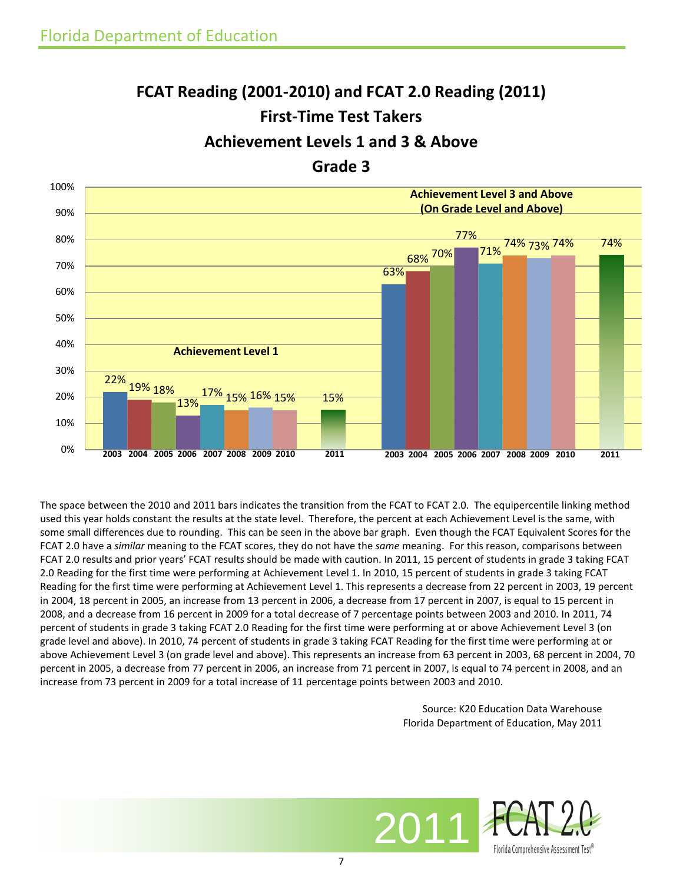# FCAT Reading (2001-2010) and FCAT 2.0 Reading (2011)
## First-Time Test Takers
## Achievement Levels 1 and 3 & Above
## Grade 3

| Year | Achievement Level 1 | Achievement Level 3 and Above (On Grade Level and Above) |
|---|---|---|
| 2003 | 22% | 63% |
| 2004 | 19% | 68% |
| 2005 | 18% | 70% |
| 2006 | 13% | 77% |
| 2007 | 17% | 71% |
| 2008 | 15% | 74% |
| 2009 | 16% | 73% |
| 2010 | 15% | 74% |
| 2011 | 15% | 74% |

The space between the 2010 and 2011 bars indicates the transition from the FCAT to FCAT 2.0. The equipercentile linking method used this year holds constant the results at the state level. Therefore, the percent at each Achievement Level is the same, with some small differences due to rounding. This can be seen in the above bar graph. Even though the FCAT Equivalent Scores for the FCAT 2.0 have a *similar* meaning to the FCAT scores, they do not have the *same* meaning. For this reason, comparisons between FCAT 2.0 results and prior years' FCAT results should be made with caution. In 2011, 15 percent of students in grade 3 taking FCAT 2.0 Reading for the first time were performing at Achievement Level 1. In 2010, 15 percent of students in grade 3 taking FCAT Reading for the first time were performing at Achievement Level 1. This represents a decrease from 22 percent in 2003, 19 percent in 2004, 18 percent in 2005, an increase from 13 percent in 2006, a decrease from 17 percent in 2007, is equal to 15 percent in 2008, and a decrease from 16 percent in 2009 for a total decrease of 7 percentage points between 2003 and 2010. In 2011, 74 percent of students in grade 3 taking FCAT 2.0 Reading for the first time were performing at or above Achievement Level 3 (on grade level and above). In 2010, 74 percent of students in grade 3 taking FCAT Reading for the first time were performing at or above Achievement Level 3 (on grade level and above). This represents an increase from 63 percent in 2003, 68 percent in 2004, 70 percent in 2005, a decrease from 77 percent in 2006, an increase from 71 percent in 2007, is equal to 74 percent in 2008, and an increase from 73 percent in 2009 for a total increase of 11 percentage points between 2003 and 2010.

Source: K20 Education Data Warehouse
Florida Department of Education, May 2011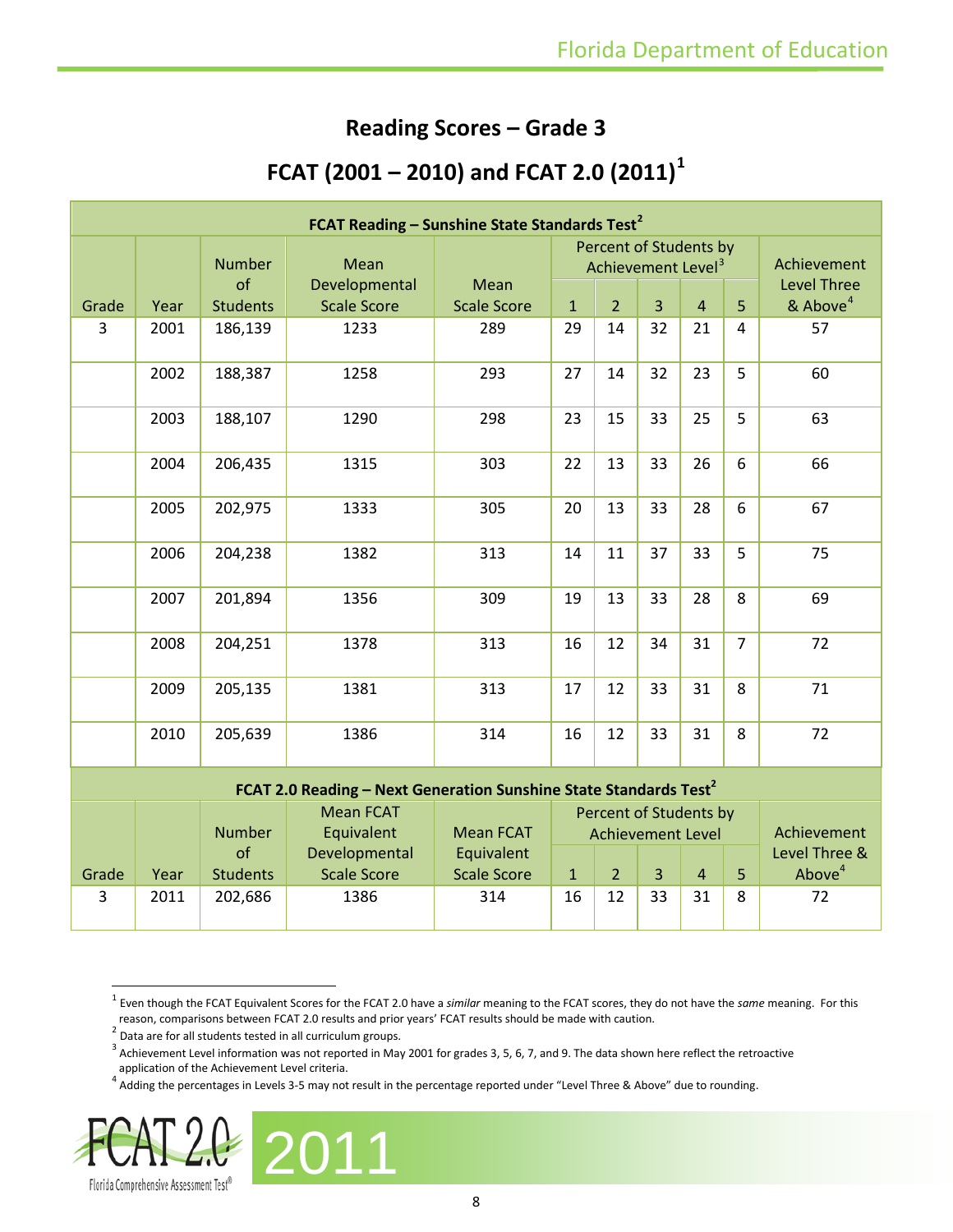## Reading Scores – Grade 3

## FCAT (2001 – 2010) and FCAT 2.0 (2011)[1]

| FCAT Reading – Sunshine State Standards Test[2] | | | | | | | | | | |
|---|---|---|---|---|---|---|---|---|---|---|
| | | | | | Percent of Students by Achievement Level[3] | | | | | |
| Grade | Year | Number of Students | Mean Developmental Scale Score | Mean Scale Score | 1 | 2 | 3 | 4 | 5 | Achievement Level Three & Above[4] |
| 3 | 2001 | 186,139 | 1233 | 289 | 29 | 14 | 32 | 21 | 4 | 57 |
| | 2002 | 188,387 | 1258 | 293 | 27 | 14 | 32 | 23 | 5 | 60 |
| | 2003 | 188,107 | 1290 | 298 | 23 | 15 | 33 | 25 | 5 | 63 |
| | 2004 | 206,435 | 1315 | 303 | 22 | 13 | 33 | 26 | 6 | 66 |
| | 2005 | 202,975 | 1333 | 305 | 20 | 13 | 33 | 28 | 6 | 67 |
| | 2006 | 204,238 | 1382 | 313 | 14 | 11 | 37 | 33 | 5 | 75 |
| | 2007 | 201,894 | 1356 | 309 | 19 | 13 | 33 | 28 | 8 | 69 |
| | 2008 | 204,251 | 1378 | 313 | 16 | 12 | 34 | 31 | 7 | 72 |
| | 2009 | 205,135 | 1381 | 313 | 17 | 12 | 33 | 31 | 8 | 71 |
| | 2010 | 205,639 | 1386 | 314 | 16 | 12 | 33 | 31 | 8 | 72 |
| **FCAT 2.0 Reading – Next Generation Sunshine State Standards Test[2]** | | | | | | | | | | |
| | | | | | Percent of Students by Achievement Level | | | | | |
| Grade | Year | Number of Students | Mean FCAT Equivalent Developmental Scale Score | Mean FCAT Equivalent Scale Score | 1 | 2 | 3 | 4 | 5 | Achievement Level Three & Above[4] |
| 3 | 2011 | 202,686 | 1386 | 314 | 16 | 12 | 33 | 31 | 8 | 72 |

[1] Even though the FCAT Equivalent Scores for the FCAT 2.0 have a *similar* meaning to the FCAT scores, they do not have the *same* meaning. For this reason, comparisons between FCAT 2.0 results and prior years' FCAT results should be made with caution.

[2] Data are for all students tested in all curriculum groups.

[3] Achievement Level information was not reported in May 2001 for grades 3, 5, 6, 7, and 9. The data shown here reflect the retroactive application of the Achievement Level criteria.

[4] Adding the percentages in Levels 3-5 may not result in the percentage reported under "Level Three & Above" due to rounding.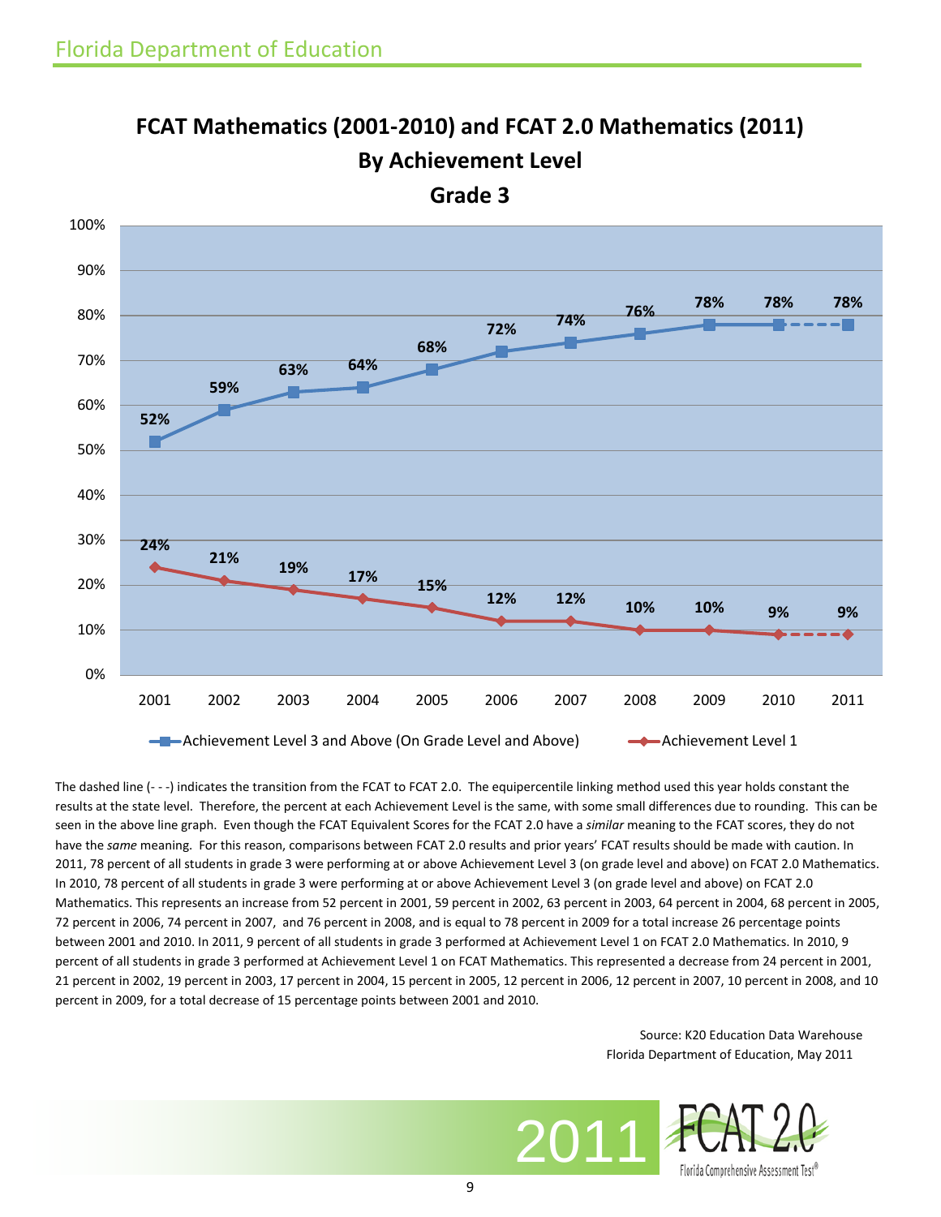# FCAT Mathematics (2001-2010) and FCAT 2.0 Mathematics (2011)

## By Achievement Level

## Grade 3

| Year | Achievement Level 3 and Above (On Grade Level and Above) | Achievement Level 1 |
|---|---|---|
| 2001 | 52% | 24% |
| 2002 | 59% | 21% |
| 2003 | 63% | 19% |
| 2004 | 64% | 17% |
| 2005 | 68% | 15% |
| 2006 | 72% | 12% |
| 2007 | 74% | 12% |
| 2008 | 76% | 10% |
| 2009 | 78% | 10% |
| 2010 | 78% | 9% |
| 2011 | 78% | 9% |

The dashed line (- - -) indicates the transition from the FCAT to FCAT 2.0. The equipercentile linking method used this year holds constant the results at the state level. Therefore, the percent at each Achievement Level is the same, with some small differences due to rounding. This can be seen in the above line graph. Even though the FCAT Equivalent Scores for the FCAT 2.0 have a *similar* meaning to the FCAT scores, they do not have the *same* meaning. For this reason, comparisons between FCAT 2.0 results and prior years' FCAT results should be made with caution. In 2011, 78 percent of all students in grade 3 were performing at or above Achievement Level 3 (on grade level and above) on FCAT 2.0 Mathematics. In 2010, 78 percent of all students in grade 3 were performing at or above Achievement Level 3 (on grade level and above) on FCAT 2.0 Mathematics. This represents an increase from 52 percent in 2001, 59 percent in 2002, 63 percent in 2003, 64 percent in 2004, 68 percent in 2005, 72 percent in 2006, 74 percent in 2007, and 76 percent in 2008, and is equal to 78 percent in 2009 for a total increase 26 percentage points between 2001 and 2010. In 2011, 9 percent of all students in grade 3 performed at Achievement Level 1 on FCAT 2.0 Mathematics. In 2010, 9 percent of all students in grade 3 performed at Achievement Level 1 on FCAT Mathematics. This represented a decrease from 24 percent in 2001, 21 percent in 2002, 19 percent in 2003, 17 percent in 2004, 15 percent in 2005, 12 percent in 2006, 12 percent in 2007, 10 percent in 2008, and 10 percent in 2009, for a total decrease of 15 percentage points between 2001 and 2010.

Source: K20 Education Data Warehouse
Florida Department of Education, May 2011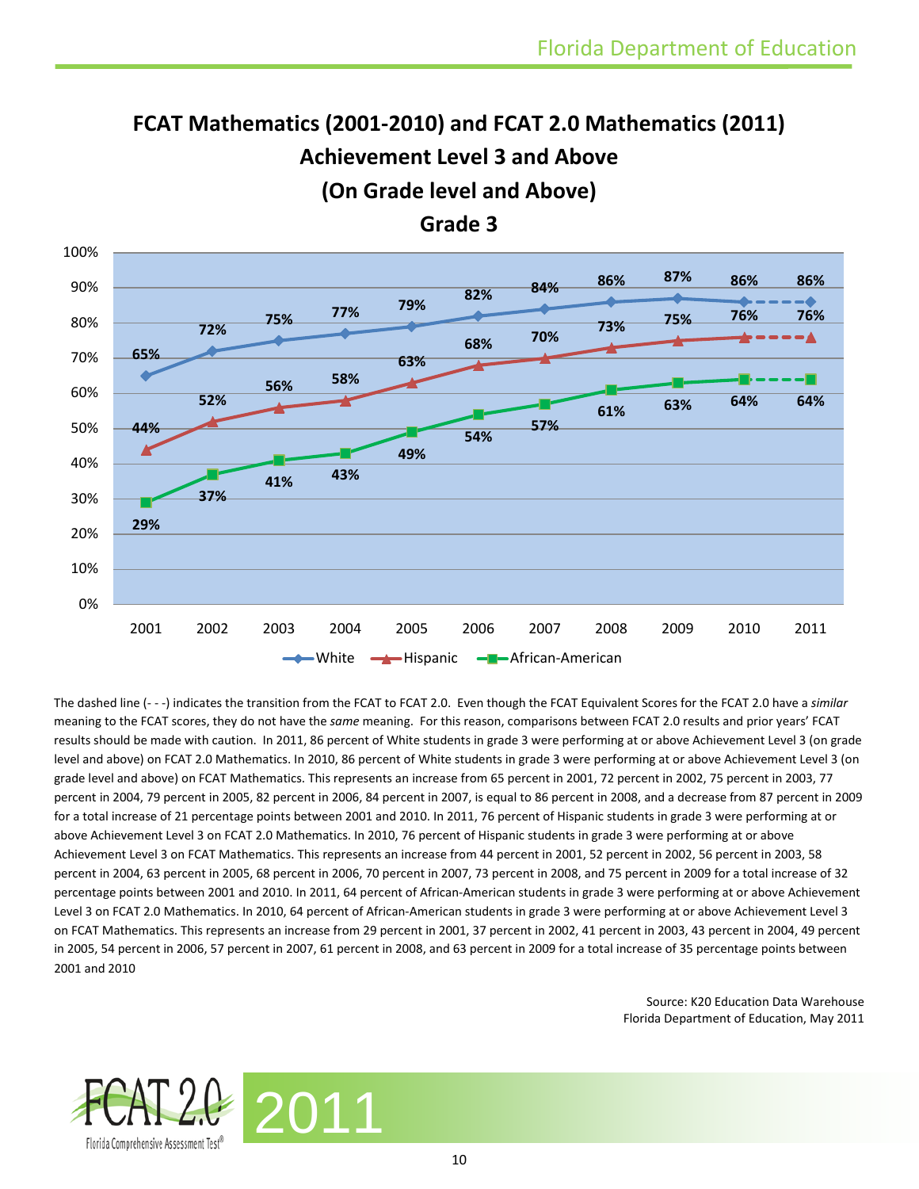# FCAT Mathematics (2001-2010) and FCAT 2.0 Mathematics (2011) Achievement Level 3 and Above (On Grade level and Above)

## Grade 3

| Year | White | Hispanic | African-American |
|---|---|---|---|
| 2001 | 65% | 44% | 29% |
| 2002 | 72% | 52% | 37% |
| 2003 | 75% | 56% | 41% |
| 2004 | 77% | 58% | 43% |
| 2005 | 79% | 63% | 49% |
| 2006 | 82% | 68% | 54% |
| 2007 | 84% | 70% | 57% |
| 2008 | 86% | 73% | 61% |
| 2009 | 87% | 75% | 63% |
| 2010 | 86% | 76% | 64% |
| 2011 | 86% | 76% | 64% |

The dashed line (- - -) indicates the transition from the FCAT to FCAT 2.0. Even though the FCAT Equivalent Scores for the FCAT 2.0 have a *similar* meaning to the FCAT scores, they do not have the *same* meaning. For this reason, comparisons between FCAT 2.0 results and prior years' FCAT results should be made with caution. In 2011, 86 percent of White students in grade 3 were performing at or above Achievement Level 3 (on grade level and above) on FCAT 2.0 Mathematics. In 2010, 86 percent of White students in grade 3 were performing at or above Achievement Level 3 (on grade level and above) on FCAT Mathematics. This represents an increase from 65 percent in 2001, 72 percent in 2002, 75 percent in 2003, 77 percent in 2004, 79 percent in 2005, 82 percent in 2006, 84 percent in 2007, is equal to 86 percent in 2008, and a decrease from 87 percent in 2009 for a total increase of 21 percentage points between 2001 and 2010. In 2011, 76 percent of Hispanic students in grade 3 were performing at or above Achievement Level 3 on FCAT 2.0 Mathematics. In 2010, 76 percent of Hispanic students in grade 3 were performing at or above Achievement Level 3 on FCAT Mathematics. This represents an increase from 44 percent in 2001, 52 percent in 2002, 56 percent in 2003, 58 percent in 2004, 63 percent in 2005, 68 percent in 2006, 70 percent in 2007, 73 percent in 2008, and 75 percent in 2009 for a total increase of 32 percentage points between 2001 and 2010. In 2011, 64 percent of African-American students in grade 3 were performing at or above Achievement Level 3 on FCAT 2.0 Mathematics. In 2010, 64 percent of African-American students in grade 3 were performing at or above Achievement Level 3 on FCAT Mathematics. This represents an increase from 29 percent in 2001, 37 percent in 2002, 41 percent in 2003, 43 percent in 2004, 49 percent in 2005, 54 percent in 2006, 57 percent in 2007, 61 percent in 2008, and 63 percent in 2009 for a total increase of 35 percentage points between 2001 and 2010

Source: K20 Education Data Warehouse
Florida Department of Education, May 2011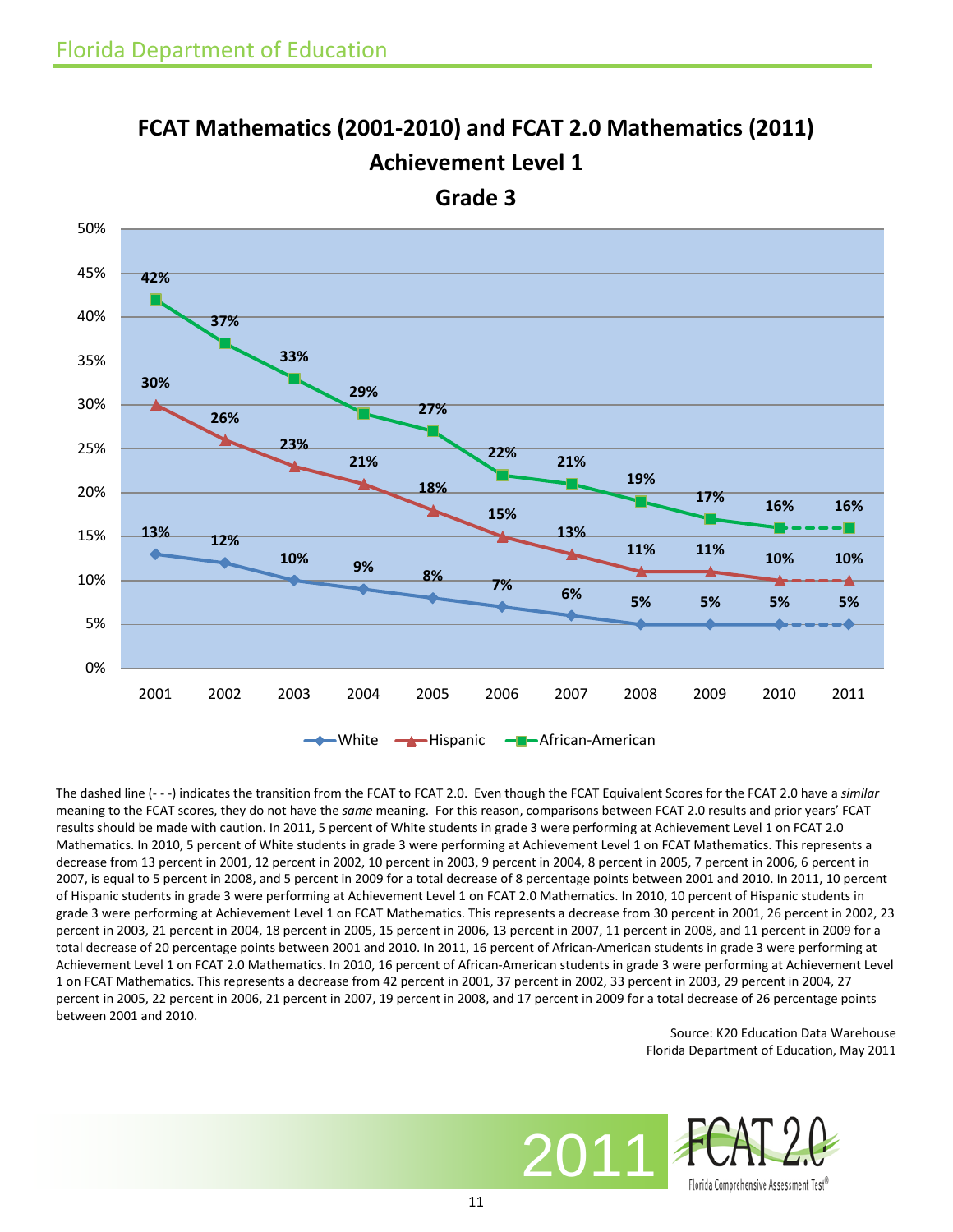# FCAT Mathematics (2001-2010) and FCAT 2.0 Mathematics (2011)

## Achievement Level 1

## Grade 3

| Year | White | Hispanic | African-American |
|---|---|---|---|
| 2001 | 13% | 30% | 42% |
| 2002 | 12% | 26% | 37% |
| 2003 | 10% | 23% | 33% |
| 2004 | 9% | 21% | 29% |
| 2005 | 8% | 18% | 27% |
| 2006 | 7% | 15% | 22% |
| 2007 | 6% | 13% | 21% |
| 2008 | 5% | 11% | 19% |
| 2009 | 5% | 11% | 17% |
| 2010 | 5% | 10% | 16% |
| 2011 | 5% | 10% | 16% |

The dashed line (- - -) indicates the transition from the FCAT to FCAT 2.0. Even though the FCAT Equivalent Scores for the FCAT 2.0 have a *similar* meaning to the FCAT scores, they do not have the *same* meaning. For this reason, comparisons between FCAT 2.0 results and prior years' FCAT results should be made with caution. In 2011, 5 percent of White students in grade 3 were performing at Achievement Level 1 on FCAT 2.0 Mathematics. In 2010, 5 percent of White students in grade 3 were performing at Achievement Level 1 on FCAT Mathematics. This represents a decrease from 13 percent in 2001, 12 percent in 2002, 10 percent in 2003, 9 percent in 2004, 8 percent in 2005, 7 percent in 2006, 6 percent in 2007, is equal to 5 percent in 2008, and 5 percent in 2009 for a total decrease of 8 percentage points between 2001 and 2010. In 2011, 10 percent of Hispanic students in grade 3 were performing at Achievement Level 1 on FCAT 2.0 Mathematics. In 2010, 10 percent of Hispanic students in grade 3 were performing at Achievement Level 1 on FCAT Mathematics. This represents a decrease from 30 percent in 2001, 26 percent in 2002, 23 percent in 2003, 21 percent in 2004, 18 percent in 2005, 15 percent in 2006, 13 percent in 2007, 11 percent in 2008, and 11 percent in 2009 for a total decrease of 20 percentage points between 2001 and 2010. In 2011, 16 percent of African-American students in grade 3 were performing at Achievement Level 1 on FCAT 2.0 Mathematics. In 2010, 16 percent of African-American students in grade 3 were performing at Achievement Level 1 on FCAT Mathematics. This represents a decrease from 42 percent in 2001, 37 percent in 2002, 33 percent in 2003, 29 percent in 2004, 27 percent in 2005, 22 percent in 2006, 21 percent in 2007, 19 percent in 2008, and 17 percent in 2009 for a total decrease of 26 percentage points between 2001 and 2010.

Source: K20 Education Data Warehouse
Florida Department of Education, May 2011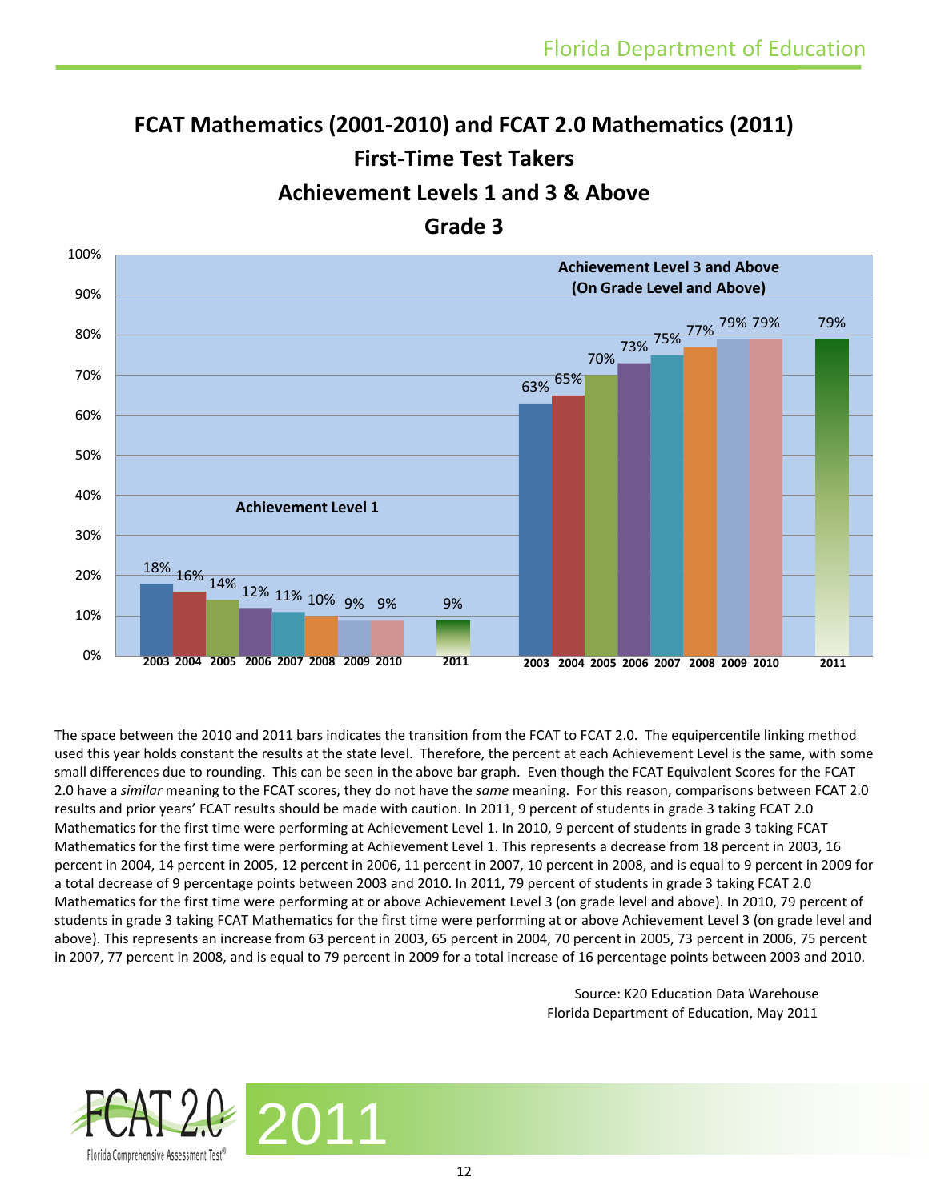# FCAT Mathematics (2001-2010) and FCAT 2.0 Mathematics (2011)
## First-Time Test Takers
## Achievement Levels 1 and 3 & Above
## Grade 3

| Year | Achievement Level 1 | Achievement Level 3 and Above (On Grade Level and Above) |
|---|---|---|
| 2003 | 18% | 63% |
| 2004 | 16% | 65% |
| 2005 | 14% | 70% |
| 2006 | 12% | 73% |
| 2007 | 11% | 75% |
| 2008 | 10% | 77% |
| 2009 | 9% | 79% |
| 2010 | 9% | 79% |
| 2011 | 9% | 79% |

The space between the 2010 and 2011 bars indicates the transition from the FCAT to FCAT 2.0. The equipercentile linking method used this year holds constant the results at the state level. Therefore, the percent at each Achievement Level is the same, with some small differences due to rounding. This can be seen in the above bar graph. Even though the FCAT Equivalent Scores for the FCAT 2.0 have a *similar* meaning to the FCAT scores, they do not have the *same* meaning. For this reason, comparisons between FCAT 2.0 results and prior years' FCAT results should be made with caution. In 2011, 9 percent of students in grade 3 taking FCAT 2.0 Mathematics for the first time were performing at Achievement Level 1. In 2010, 9 percent of students in grade 3 taking FCAT Mathematics for the first time were performing at Achievement Level 1. This represents a decrease from 18 percent in 2003, 16 percent in 2004, 14 percent in 2005, 12 percent in 2006, 11 percent in 2007, 10 percent in 2008, and is equal to 9 percent in 2009 for a total decrease of 9 percentage points between 2003 and 2010. In 2011, 79 percent of students in grade 3 taking FCAT 2.0 Mathematics for the first time were performing at or above Achievement Level 3 (on grade level and above). In 2010, 79 percent of students in grade 3 taking FCAT Mathematics for the first time were performing at or above Achievement Level 3 (on grade level and above). This represents an increase from 63 percent in 2003, 65 percent in 2004, 70 percent in 2005, 73 percent in 2006, 75 percent in 2007, 77 percent in 2008, and is equal to 79 percent in 2009 for a total increase of 16 percentage points between 2003 and 2010.

Source: K20 Education Data Warehouse
Florida Department of Education, May 2011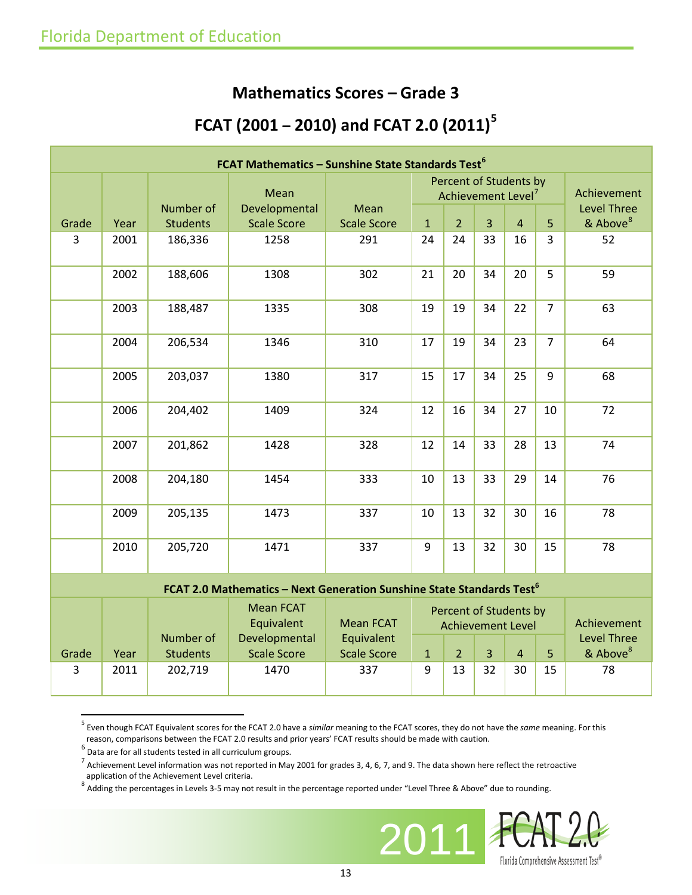## Mathematics Scores – Grade 3

## FCAT (2001 – 2010) and FCAT 2.0 (2011)[5]

| FCAT Mathematics – Sunshine State Standards Test[6] | | | | | | | | | | |
|---|---|---|---|---|---|---|---|---|---|---|
| Grade | Year | Number of Students | Mean Developmental Scale Score | Mean Scale Score | Percent of Students by Achievement Level[7] | | | | | Achievement Level Three & Above[8] |
| | | | | | 1 | 2 | 3 | 4 | 5 | |
| 3 | 2001 | 186,336 | 1258 | 291 | 24 | 24 | 33 | 16 | 3 | 52 |
| | 2002 | 188,606 | 1308 | 302 | 21 | 20 | 34 | 20 | 5 | 59 |
| | 2003 | 188,487 | 1335 | 308 | 19 | 19 | 34 | 22 | 7 | 63 |
| | 2004 | 206,534 | 1346 | 310 | 17 | 19 | 34 | 23 | 7 | 64 |
| | 2005 | 203,037 | 1380 | 317 | 15 | 17 | 34 | 25 | 9 | 68 |
| | 2006 | 204,402 | 1409 | 324 | 12 | 16 | 34 | 27 | 10 | 72 |
| | 2007 | 201,862 | 1428 | 328 | 12 | 14 | 33 | 28 | 13 | 74 |
| | 2008 | 204,180 | 1454 | 333 | 10 | 13 | 33 | 29 | 14 | 76 |
| | 2009 | 205,135 | 1473 | 337 | 10 | 13 | 32 | 30 | 16 | 78 |
| | 2010 | 205,720 | 1471 | 337 | 9 | 13 | 32 | 30 | 15 | 78 |
| **FCAT 2.0 Mathematics – Next Generation Sunshine State Standards Test[6]** | | | | | | | | | | |
| Grade | Year | Number of Students | Mean FCAT Equivalent Developmental Scale Score | Mean FCAT Equivalent Scale Score | Percent of Students by Achievement Level | | | | | Achievement Level Three & Above[8] |
| | | | | | 1 | 2 | 3 | 4 | 5 | |
| 3 | 2011 | 202,719 | 1470 | 337 | 9 | 13 | 32 | 30 | 15 | 78 |

[5] Even though FCAT Equivalent scores for the FCAT 2.0 have a *similar* meaning to the FCAT scores, they do not have the *same* meaning. For this reason, comparisons between the FCAT 2.0 results and prior years' FCAT results should be made with caution.

[6] Data are for all students tested in all curriculum groups.

[7] Achievement Level information was not reported in May 2001 for grades 3, 4, 6, 7, and 9. The data shown here reflect the retroactive application of the Achievement Level criteria.

[8] Adding the percentages in Levels 3-5 may not result in the percentage reported under "Level Three & Above" due to rounding.